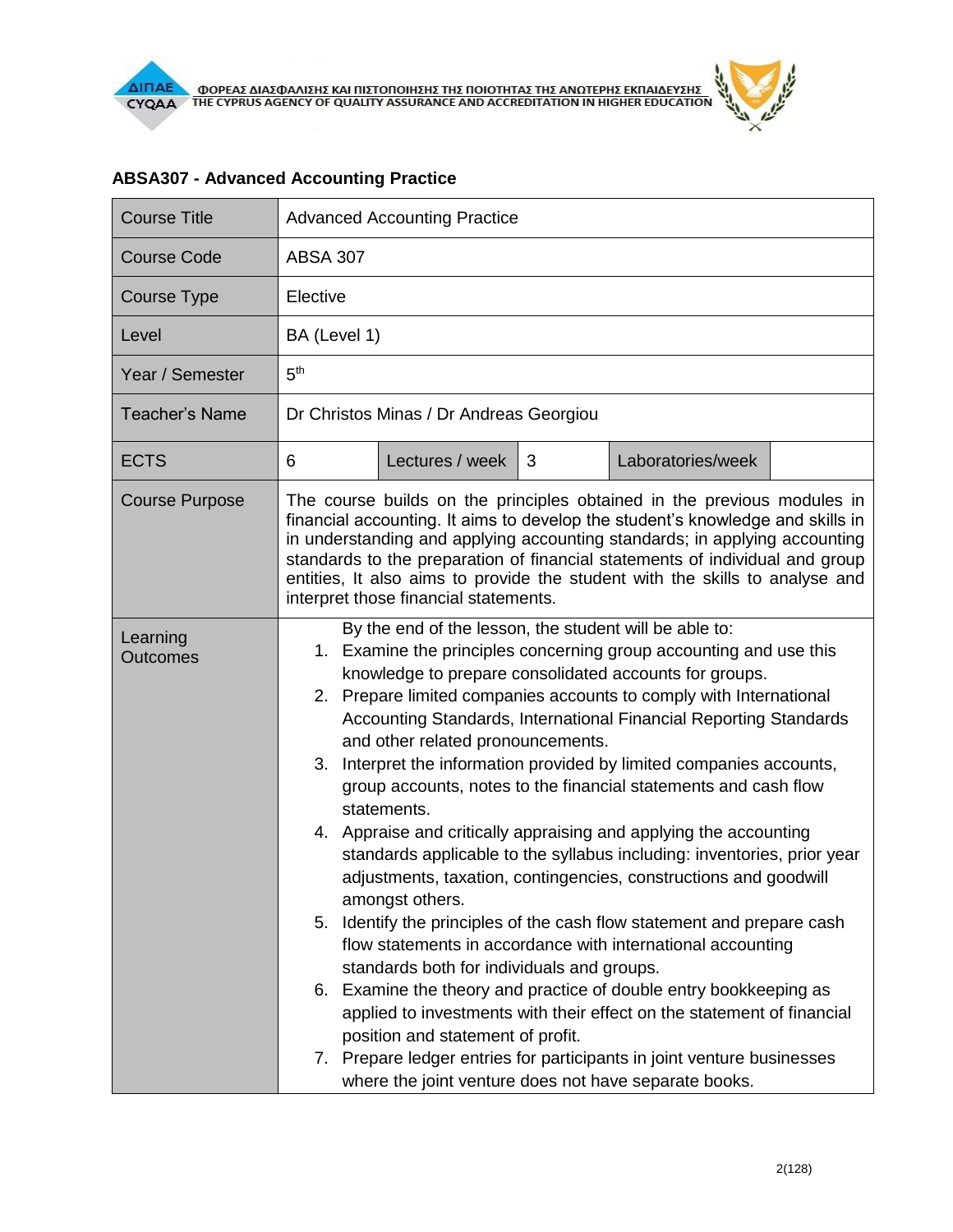ΦΟΡΕΑΣ ΔΙΑΣΦΑΛΙΣΗΣ ΚΑΙ ΠΙΣΤΟΠΟΙΗΣΗΣ ΤΗΣ ΠΟΙΟΤΗΤΑΣ ΤΗΣ ΑΝΩΤΕΡΗΣ ΕΚΠΑΙΔΕΥΣΗΣ
THE CYPRUS AGENCY OF QUALITY ASSURANCE AND ACCREDITATION IN HIGHER EDUCATION

## ABSA307 - Advanced Accounting Practice

| Course Title | Advanced Accounting Practice | | | | |
|---|---|---|---|---|---|
| Course Code | ABSA 307 | | | | |
| Course Type | Elective | | | | |
| Level | BA (Level 1) | | | | |
| Year / Semester | 5th | | | | |
| Teacher's Name | Dr Christos Minas / Dr Andreas Georgiou | | | | |
| ECTS | 6 | Lectures / week | 3 | Laboratories/week | |
| Course Purpose | The course builds on the principles obtained in the previous modules in financial accounting. It aims to develop the student's knowledge and skills in in understanding and applying accounting standards; in applying accounting standards to the preparation of financial statements of individual and group entities, It also aims to provide the student with the skills to analyse and interpret those financial statements. | | | | |
| Learning Outcomes | By the end of the lesson, the student will be able to:<br>1. Examine the principles concerning group accounting and use this knowledge to prepare consolidated accounts for groups.<br>2. Prepare limited companies accounts to comply with International Accounting Standards, International Financial Reporting Standards and other related pronouncements.<br>3. Interpret the information provided by limited companies accounts, group accounts, notes to the financial statements and cash flow statements.<br>4. Appraise and critically appraising and applying the accounting standards applicable to the syllabus including: inventories, prior year adjustments, taxation, contingencies, constructions and goodwill amongst others.<br>5. Identify the principles of the cash flow statement and prepare cash flow statements in accordance with international accounting standards both for individuals and groups.<br>6. Examine the theory and practice of double entry bookkeeping as applied to investments with their effect on the statement of financial position and statement of profit.<br>7. Prepare ledger entries for participants in joint venture businesses where the joint venture does not have separate books. | | | | |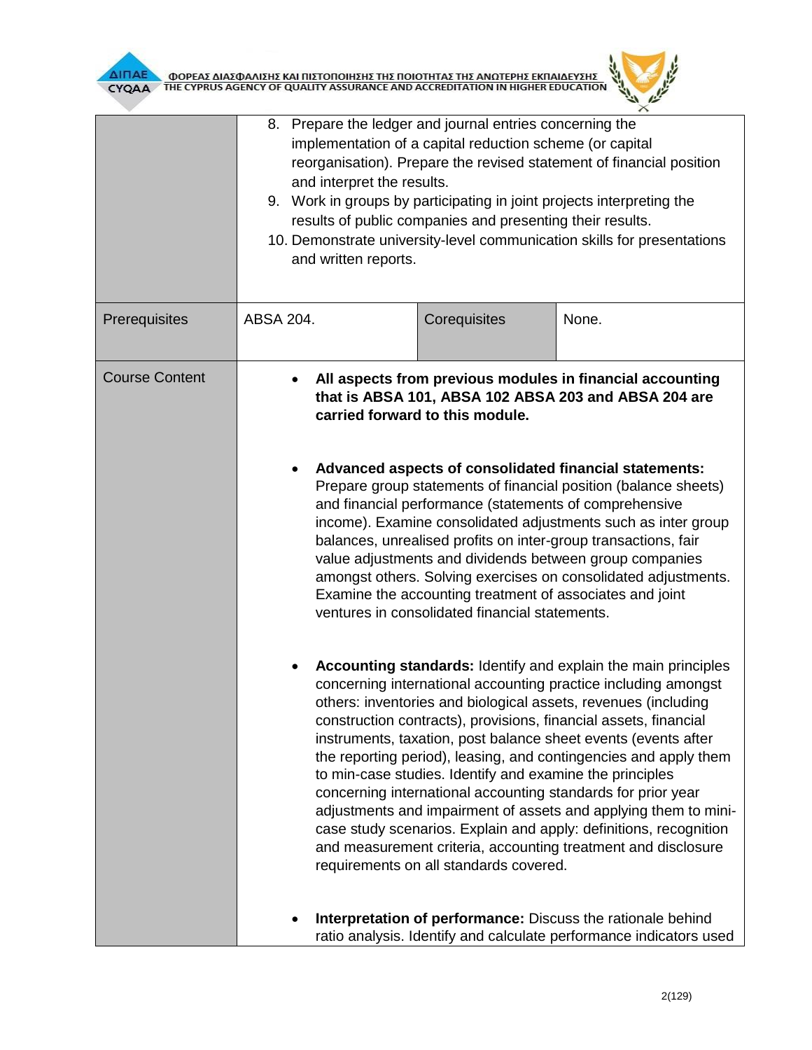| | | | |
|---|---|---|---|
| | 8. Prepare the ledger and journal entries concerning the implementation of a capital reduction scheme (or capital reorganisation). Prepare the revised statement of financial position and interpret the results.<br>9. Work in groups by participating in joint projects interpreting the results of public companies and presenting their results.<br>10. Demonstrate university-level communication skills for presentations and written reports. | | |
| Prerequisites | ABSA 204. | Corequisites | None. |
| Course Content | • **All aspects from previous modules in financial accounting that is ABSA 101, ABSA 102 ABSA 203 and ABSA 204 are carried forward to this module.**<br><br>• **Advanced aspects of consolidated financial statements:** Prepare group statements of financial position (balance sheets) and financial performance (statements of comprehensive income). Examine consolidated adjustments such as inter group balances, unrealised profits on inter-group transactions, fair value adjustments and dividends between group companies amongst others. Solving exercises on consolidated adjustments. Examine the accounting treatment of associates and joint ventures in consolidated financial statements.<br><br>• **Accounting standards:** Identify and explain the main principles concerning international accounting practice including amongst others: inventories and biological assets, revenues (including construction contracts), provisions, financial assets, financial instruments, taxation, post balance sheet events (events after the reporting period), leasing, and contingencies and apply them to min-case studies. Identify and examine the principles concerning international accounting standards for prior year adjustments and impairment of assets and applying them to mini-case study scenarios. Explain and apply: definitions, recognition and measurement criteria, accounting treatment and disclosure requirements on all standards covered.<br><br>• **Interpretation of performance:** Discuss the rationale behind ratio analysis. Identify and calculate performance indicators used | | |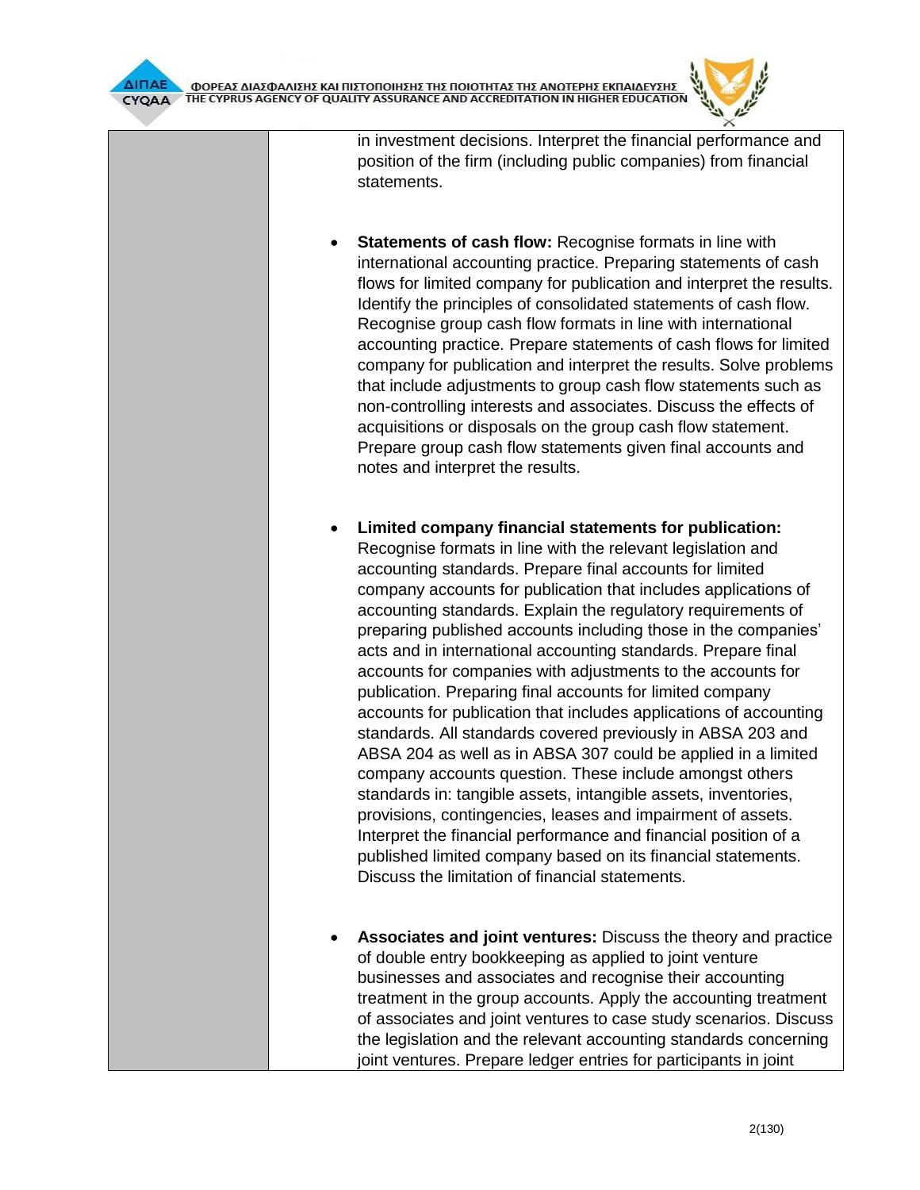| | |
|---|---|
| | in investment decisions. Interpret the financial performance and position of the firm (including public companies) from financial statements.<br><br>- **Statements of cash flow:** Recognise formats in line with international accounting practice. Preparing statements of cash flows for limited company for publication and interpret the results. Identify the principles of consolidated statements of cash flow. Recognise group cash flow formats in line with international accounting practice. Prepare statements of cash flows for limited company for publication and interpret the results. Solve problems that include adjustments to group cash flow statements such as non-controlling interests and associates. Discuss the effects of acquisitions or disposals on the group cash flow statement. Prepare group cash flow statements given final accounts and notes and interpret the results.<br><br>- **Limited company financial statements for publication:** Recognise formats in line with the relevant legislation and accounting standards. Prepare final accounts for limited company accounts for publication that includes applications of accounting standards. Explain the regulatory requirements of preparing published accounts including those in the companies' acts and in international accounting standards. Prepare final accounts for companies with adjustments to the accounts for publication. Preparing final accounts for limited company accounts for publication that includes applications of accounting standards. All standards covered previously in ABSA 203 and ABSA 204 as well as in ABSA 307 could be applied in a limited company accounts question. These include amongst others standards in: tangible assets, intangible assets, inventories, provisions, contingencies, leases and impairment of assets. Interpret the financial performance and financial position of a published limited company based on its financial statements. Discuss the limitation of financial statements.<br><br>- **Associates and joint ventures:** Discuss the theory and practice of double entry bookkeeping as applied to joint venture businesses and associates and recognise their accounting treatment in the group accounts. Apply the accounting treatment of associates and joint ventures to case study scenarios. Discuss the legislation and the relevant accounting standards concerning joint ventures. Prepare ledger entries for participants in joint |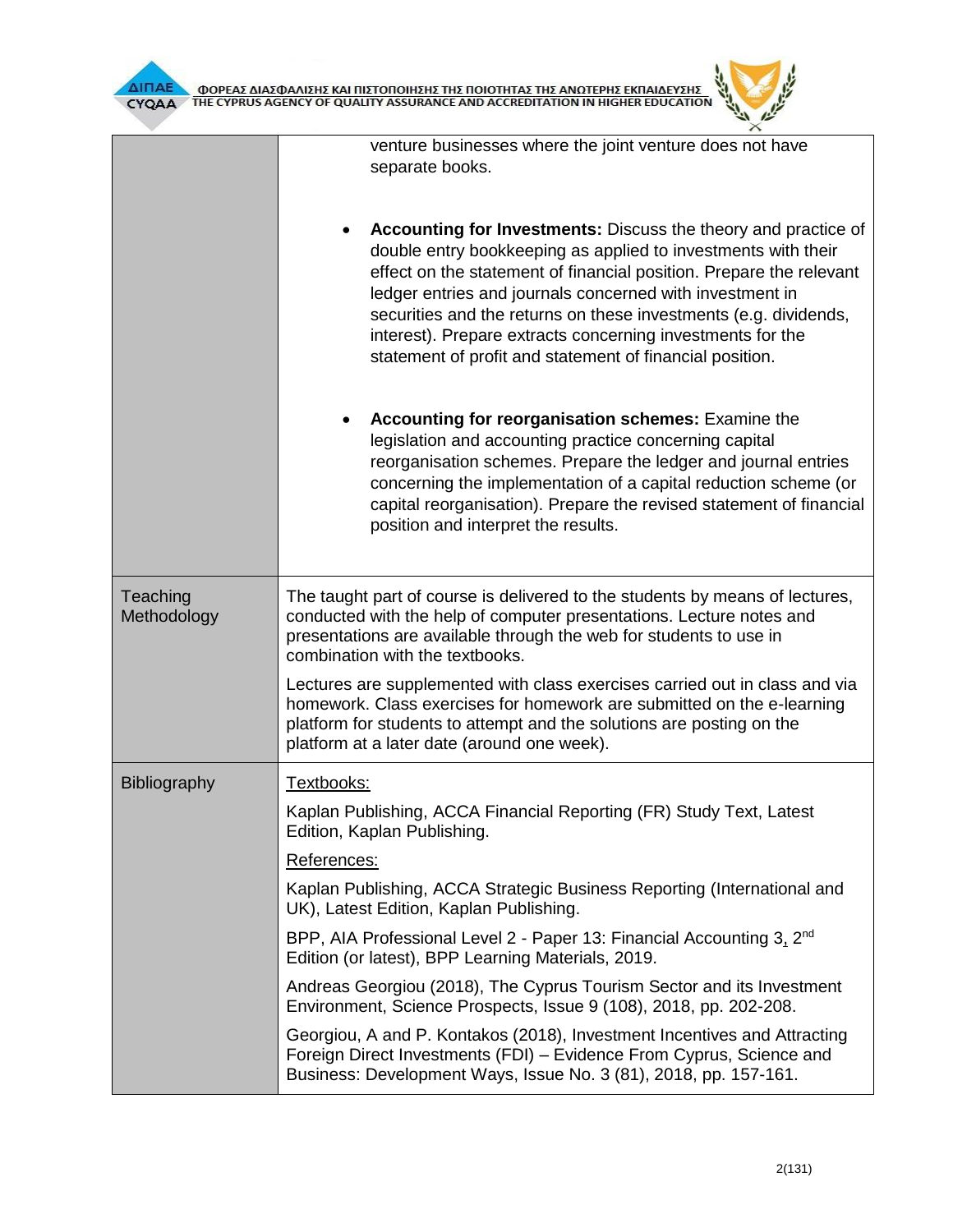| | |
|---|---|
| | venture businesses where the joint venture does not have separate books.<br><br>• **Accounting for Investments:** Discuss the theory and practice of double entry bookkeeping as applied to investments with their effect on the statement of financial position. Prepare the relevant ledger entries and journals concerned with investment in securities and the returns on these investments (e.g. dividends, interest). Prepare extracts concerning investments for the statement of profit and statement of financial position.<br><br>• **Accounting for reorganisation schemes:** Examine the legislation and accounting practice concerning capital reorganisation schemes. Prepare the ledger and journal entries concerning the implementation of a capital reduction scheme (or capital reorganisation). Prepare the revised statement of financial position and interpret the results. |
| Teaching Methodology | The taught part of course is delivered to the students by means of lectures, conducted with the help of computer presentations. Lecture notes and presentations are available through the web for students to use in combination with the textbooks.<br><br>Lectures are supplemented with class exercises carried out in class and via homework. Class exercises for homework are submitted on the e-learning platform for students to attempt and the solutions are posting on the platform at a later date (around one week). |
| Bibliography | Textbooks:<br><br>Kaplan Publishing, ACCA Financial Reporting (FR) Study Text, Latest Edition, Kaplan Publishing.<br><br>References:<br><br>Kaplan Publishing, ACCA Strategic Business Reporting (International and UK), Latest Edition, Kaplan Publishing.<br><br>BPP, AIA Professional Level 2 - Paper 13: Financial Accounting 3, 2nd Edition (or latest), BPP Learning Materials, 2019.<br><br>Andreas Georgiou (2018), The Cyprus Tourism Sector and its Investment Environment, Science Prospects, Issue 9 (108), 2018, pp. 202-208.<br><br>Georgiou, A and P. Kontakos (2018), Investment Incentives and Attracting Foreign Direct Investments (FDI) – Evidence From Cyprus, Science and Business: Development Ways, Issue No. 3 (81), 2018, pp. 157-161. |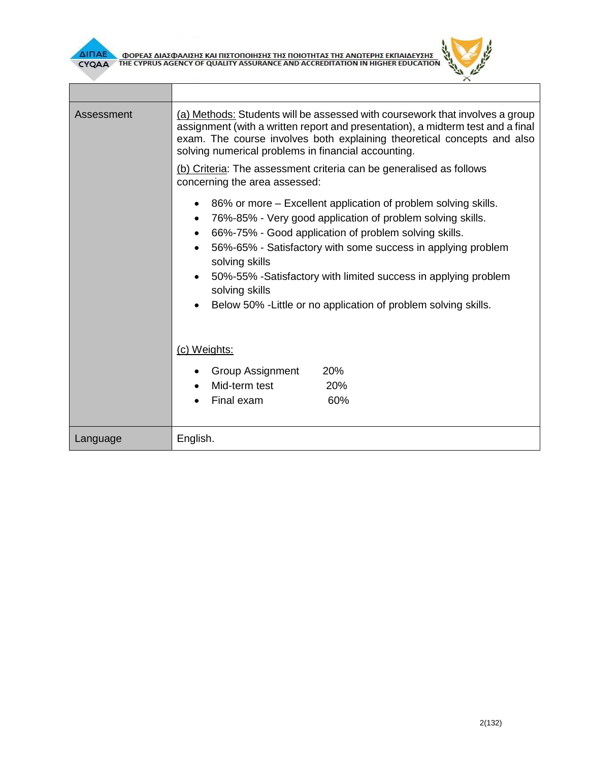| | |
|---|---|
| Assessment | (a) Methods: Students will be assessed with coursework that involves a group assignment (with a written report and presentation), a midterm test and a final exam. The course involves both explaining theoretical concepts and also solving numerical problems in financial accounting.<br><br>(b) Criteria: The assessment criteria can be generalised as follows concerning the area assessed:<br><br>• 86% or more – Excellent application of problem solving skills.<br>• 76%-85% - Very good application of problem solving skills.<br>• 66%-75% - Good application of problem solving skills.<br>• 56%-65% - Satisfactory with some success in applying problem solving skills<br>• 50%-55% -Satisfactory with limited success in applying problem solving skills<br>• Below 50% -Little or no application of problem solving skills.<br><br>(c) Weights:<br><br>• Group Assignment 20%<br>• Mid-term test 20%<br>• Final exam 60% |
| Language | English. |